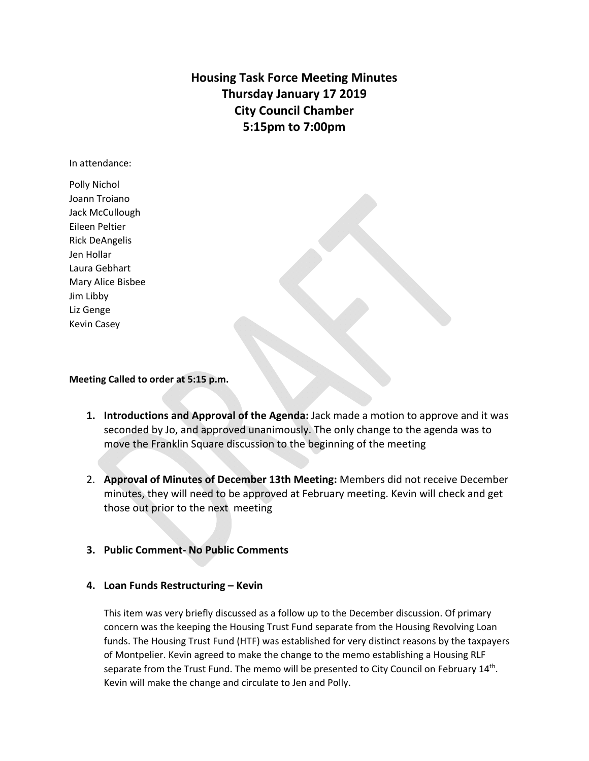# Housing Task Force Meeting Minutes
# Thursday January 17 2019
# City Council Chamber
# 5:15pm to 7:00pm

In attendance:

Polly Nichol
Joann Troiano
Jack McCullough
Eileen Peltier
Rick DeAngelis
Jen Hollar
Laura Gebhart
Mary Alice Bisbee
Jim Libby
Liz Genge
Kevin Casey

**Meeting Called to order at 5:15 p.m.**

1. **Introductions and Approval of the Agenda:** Jack made a motion to approve and it was seconded by Jo, and approved unanimously. The only change to the agenda was to move the Franklin Square discussion to the beginning of the meeting

2. **Approval of Minutes of December 13th Meeting:** Members did not receive December minutes, they will need to be approved at February meeting. Kevin will check and get those out prior to the next meeting

3. **Public Comment- No Public Comments**

4. **Loan Funds Restructuring – Kevin**

   This item was very briefly discussed as a follow up to the December discussion. Of primary concern was the keeping the Housing Trust Fund separate from the Housing Revolving Loan funds. The Housing Trust Fund (HTF) was established for very distinct reasons by the taxpayers of Montpelier. Kevin agreed to make the change to the memo establishing a Housing RLF separate from the Trust Fund. The memo will be presented to City Council on February 14th. Kevin will make the change and circulate to Jen and Polly.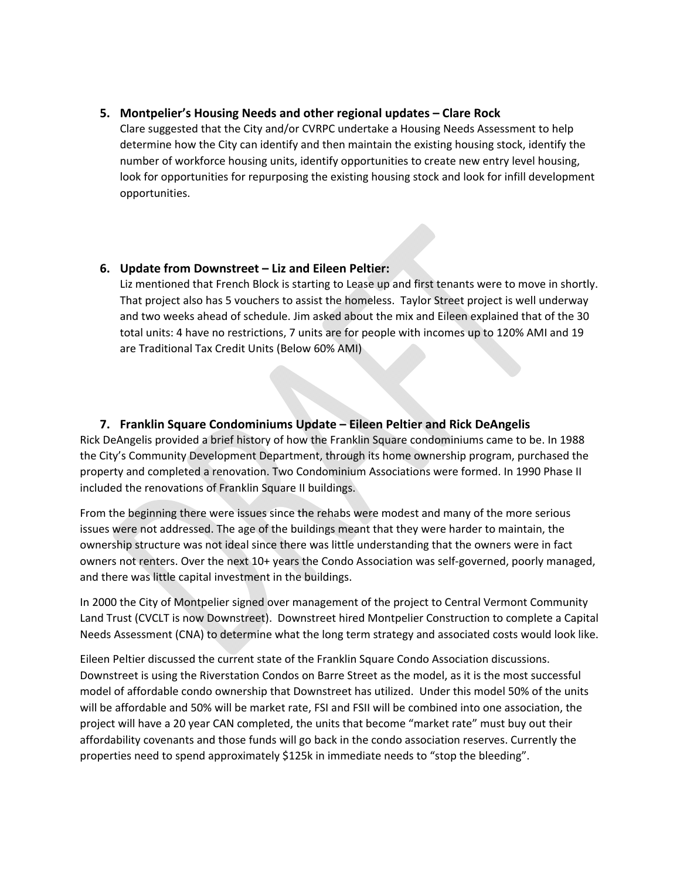5. **Montpelier's Housing Needs and other regional updates – Clare Rock**

   Clare suggested that the City and/or CVRPC undertake a Housing Needs Assessment to help determine how the City can identify and then maintain the existing housing stock, identify the number of workforce housing units, identify opportunities to create new entry level housing, look for opportunities for repurposing the existing housing stock and look for infill development opportunities.

6. **Update from Downstreet – Liz and Eileen Peltier:**

   Liz mentioned that French Block is starting to Lease up and first tenants were to move in shortly. That project also has 5 vouchers to assist the homeless. Taylor Street project is well underway and two weeks ahead of schedule. Jim asked about the mix and Eileen explained that of the 30 total units: 4 have no restrictions, 7 units are for people with incomes up to 120% AMI and 19 are Traditional Tax Credit Units (Below 60% AMI)

7. **Franklin Square Condominiums Update – Eileen Peltier and Rick DeAngelis**

Rick DeAngelis provided a brief history of how the Franklin Square condominiums came to be. In 1988 the City's Community Development Department, through its home ownership program, purchased the property and completed a renovation. Two Condominium Associations were formed. In 1990 Phase II included the renovations of Franklin Square II buildings.

From the beginning there were issues since the rehabs were modest and many of the more serious issues were not addressed. The age of the buildings meant that they were harder to maintain, the ownership structure was not ideal since there was little understanding that the owners were in fact owners not renters. Over the next 10+ years the Condo Association was self-governed, poorly managed, and there was little capital investment in the buildings.

In 2000 the City of Montpelier signed over management of the project to Central Vermont Community Land Trust (CVCLT is now Downstreet). Downstreet hired Montpelier Construction to complete a Capital Needs Assessment (CNA) to determine what the long term strategy and associated costs would look like.

Eileen Peltier discussed the current state of the Franklin Square Condo Association discussions. Downstreet is using the Riverstation Condos on Barre Street as the model, as it is the most successful model of affordable condo ownership that Downstreet has utilized. Under this model 50% of the units will be affordable and 50% will be market rate, FSI and FSII will be combined into one association, the project will have a 20 year CAN completed, the units that become "market rate" must buy out their affordability covenants and those funds will go back in the condo association reserves. Currently the properties need to spend approximately $125k in immediate needs to "stop the bleeding".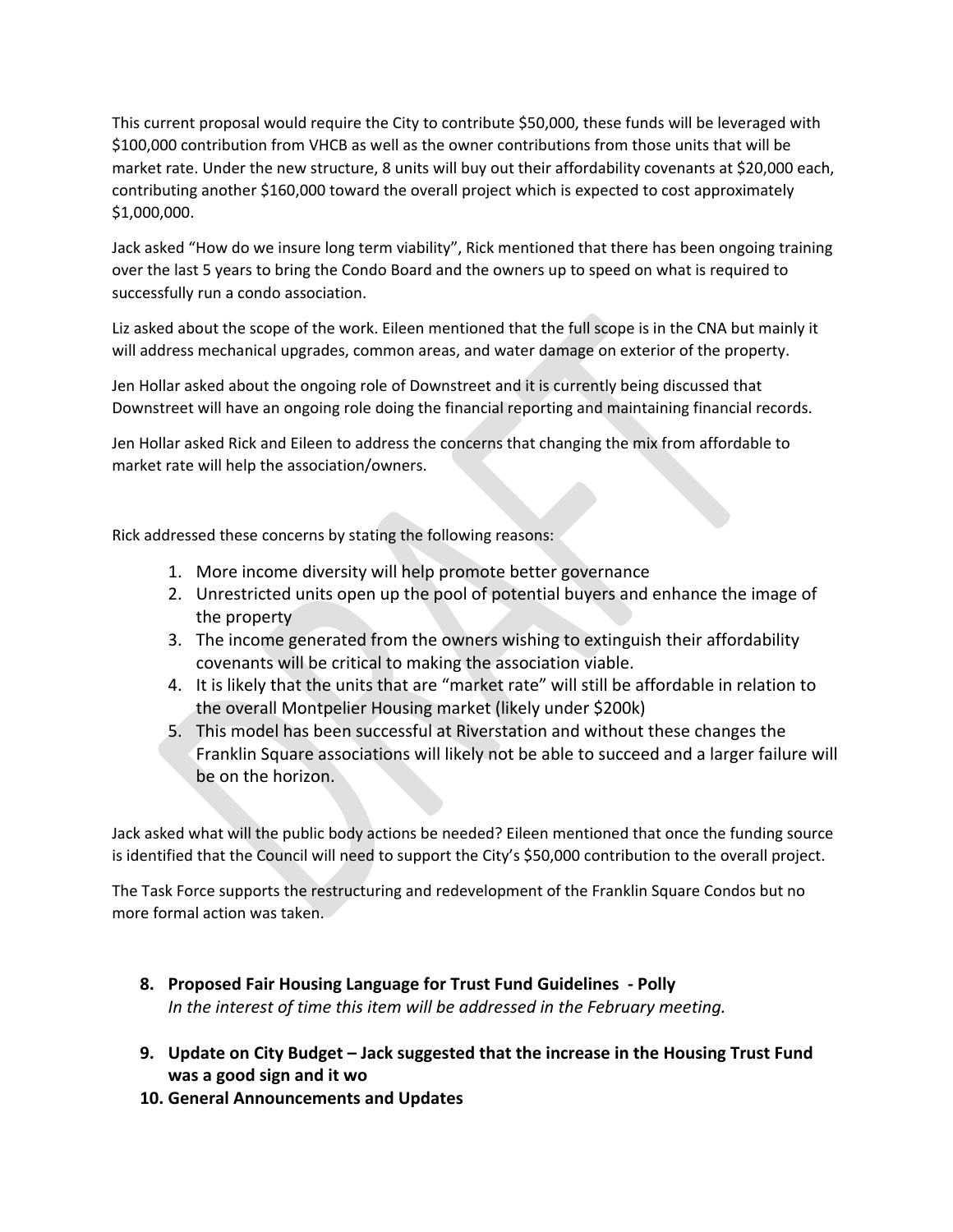This current proposal would require the City to contribute $50,000, these funds will be leveraged with $100,000 contribution from VHCB as well as the owner contributions from those units that will be market rate. Under the new structure, 8 units will buy out their affordability covenants at $20,000 each, contributing another $160,000 toward the overall project which is expected to cost approximately $1,000,000.

Jack asked "How do we insure long term viability", Rick mentioned that there has been ongoing training over the last 5 years to bring the Condo Board and the owners up to speed on what is required to successfully run a condo association.

Liz asked about the scope of the work. Eileen mentioned that the full scope is in the CNA but mainly it will address mechanical upgrades, common areas, and water damage on exterior of the property.

Jen Hollar asked about the ongoing role of Downstreet and it is currently being discussed that Downstreet will have an ongoing role doing the financial reporting and maintaining financial records.

Jen Hollar asked Rick and Eileen to address the concerns that changing the mix from affordable to market rate will help the association/owners.

Rick addressed these concerns by stating the following reasons:

1. More income diversity will help promote better governance
2. Unrestricted units open up the pool of potential buyers and enhance the image of the property
3. The income generated from the owners wishing to extinguish their affordability covenants will be critical to making the association viable.
4. It is likely that the units that are "market rate" will still be affordable in relation to the overall Montpelier Housing market (likely under $200k)
5. This model has been successful at Riverstation and without these changes the Franklin Square associations will likely not be able to succeed and a larger failure will be on the horizon.

Jack asked what will the public body actions be needed? Eileen mentioned that once the funding source is identified that the Council will need to support the City's $50,000 contribution to the overall project.

The Task Force supports the restructuring and redevelopment of the Franklin Square Condos but no more formal action was taken.

8. **Proposed Fair Housing Language for Trust Fund Guidelines - Polly**
   *In the interest of time this item will be addressed in the February meeting.*

9. **Update on City Budget – Jack suggested that the increase in the Housing Trust Fund was a good sign and it wo**

10. **General Announcements and Updates**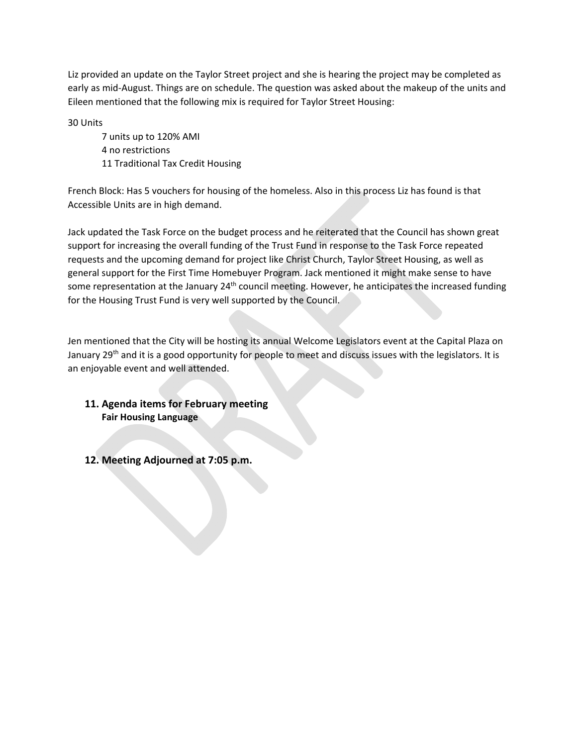Liz provided an update on the Taylor Street project and she is hearing the project may be completed as early as mid-August. Things are on schedule. The question was asked about the makeup of the units and Eileen mentioned that the following mix is required for Taylor Street Housing:

30 Units

- 7 units up to 120% AMI
- 4 no restrictions
- 11 Traditional Tax Credit Housing

French Block: Has 5 vouchers for housing of the homeless. Also in this process Liz has found is that Accessible Units are in high demand.

Jack updated the Task Force on the budget process and he reiterated that the Council has shown great support for increasing the overall funding of the Trust Fund in response to the Task Force repeated requests and the upcoming demand for project like Christ Church, Taylor Street Housing, as well as general support for the First Time Homebuyer Program. Jack mentioned it might make sense to have some representation at the January 24th council meeting. However, he anticipates the increased funding for the Housing Trust Fund is very well supported by the Council.

Jen mentioned that the City will be hosting its annual Welcome Legislators event at the Capital Plaza on January 29th and it is a good opportunity for people to meet and discuss issues with the legislators. It is an enjoyable event and well attended.

## 11. Agenda items for February meeting

**Fair Housing Language**

## 12. Meeting Adjourned at 7:05 p.m.